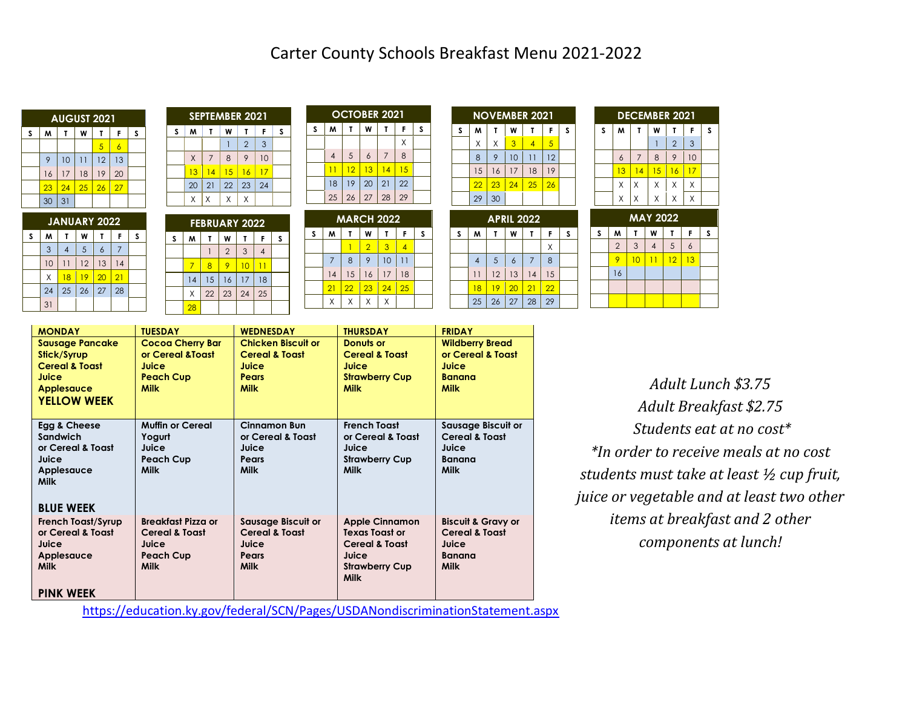# Carter County Schools Breakfast Menu 2021-2022

**AUGUST 2021**

| S | M | T | W | T | F | S |
|---|---|---|---|---|---|---|
| | | | | 5 | 6 | |
| | 9 | 10 | 11 | 12 | 13 | |
| | 16 | 17 | 18 | 19 | 20 | |
| | 23 | 24 | 25 | 26 | 27 | |
| | 30 | 31 | | | | |

**SEPTEMBER 2021**

| S | M | T | W | T | F | S |
|---|---|---|---|---|---|---|
| | | | 1 | 2 | 3 | |
| | X | 7 | 8 | 9 | 10 | |
| | 13 | 14 | 15 | 16 | 17 | |
| | 20 | 21 | 22 | 23 | 24 | |
| | X | X | X | X | | |

**OCTOBER 2021**

| S | M | T | W | T | F | S |
|---|---|---|---|---|---|---|
| | | | | | X | |
| | 4 | 5 | 6 | 7 | 8 | |
| | 11 | 12 | 13 | 14 | 15 | |
| | 18 | 19 | 20 | 21 | 22 | |
| | 25 | 26 | 27 | 28 | 29 | |

**NOVEMBER 2021**

| S | M | T | W | T | F | S |
|---|---|---|---|---|---|---|
| | X | X | 3 | 4 | 5 | |
| | 8 | 9 | 10 | 11 | 12 | |
| | 15 | 16 | 17 | 18 | 19 | |
| | 22 | 23 | 24 | 25 | 26 | |
| | 29 | 30 | | | | |

**DECEMBER 2021**

| S | M | T | W | T | F | S |
|---|---|---|---|---|---|---|
| | | | 1 | 2 | 3 | |
| | 6 | 7 | 8 | 9 | 10 | |
| | 13 | 14 | 15 | 16 | 17 | |
| | X | X | X | X | X | |
| | X | X | X | X | X | |

**JANUARY 2022**

| S | M | T | W | T | F | S |
|---|---|---|---|---|---|---|
| | 3 | 4 | 5 | 6 | 7 | |
| | 10 | 11 | 12 | 13 | 14 | |
| | X | 18 | 19 | 20 | 21 | |
| | 24 | 25 | 26 | 27 | 28 | |
| | 31 | | | | | |

**FEBRUARY 2022**

| S | M | T | W | T | F | S |
|---|---|---|---|---|---|---|
| | | 1 | 2 | 3 | 4 | |
| | 7 | 8 | 9 | 10 | 11 | |
| | 14 | 15 | 16 | 17 | 18 | |
| | X | 22 | 23 | 24 | 25 | |
| | 28 | | | | | |

**MARCH 2022**

| S | M | T | W | T | F | S |
|---|---|---|---|---|---|---|
| | | 1 | 2 | 3 | 4 | |
| | 7 | 8 | 9 | 10 | 11 | |
| | 14 | 15 | 16 | 17 | 18 | |
| | 21 | 22 | 23 | 24 | 25 | |
| | X | X | X | X | | |

**APRIL 2022**

| S | M | T | W | T | F | S |
|---|---|---|---|---|---|---|
| | | | | | X | |
| | 4 | 5 | 6 | 7 | 8 | |
| | 11 | 12 | 13 | 14 | 15 | |
| | 18 | 19 | 20 | 21 | 22 | |
| | 25 | 26 | 27 | 28 | 29 | |

**MAY 2022**

| S | M | T | W | T | F | S |
|---|---|---|---|---|---|---|
| | 2 | 3 | 4 | 5 | 6 | |
| | 9 | 10 | 11 | 12 | 13 | |
| | 16 | | | | | |
| | | | | | | |
| | | | | | | |

| MONDAY | TUESDAY | WEDNESDAY | THURSDAY | FRIDAY |
|---|---|---|---|---|
| Sausage Pancake Stick/Syrup<br>Cereal & Toast<br>Juice<br>Applesauce<br>**YELLOW WEEK** | Cocoa Cherry Bar or Cereal &Toast<br>Juice<br>Peach Cup<br>Milk | Chicken Biscuit or Cereal & Toast<br>Juice<br>Pears<br>Milk | Donuts or Cereal & Toast<br>Juice<br>Strawberry Cup<br>Milk | Wildberry Bread or Cereal & Toast<br>Juice<br>Banana<br>Milk |
| Egg & Cheese Sandwich or Cereal & Toast<br>Juice<br>Applesauce<br>Milk<br>**BLUE WEEK** | Muffin or Cereal<br>Yogurt<br>Juice<br>Peach Cup<br>Milk | Cinnamon Bun or Cereal & Toast<br>Juice<br>Pears<br>Milk | French Toast or Cereal & Toast<br>Juice<br>Strawberry Cup<br>Milk | Sausage Biscuit or Cereal & Toast<br>Juice<br>Banana<br>Milk |
| French Toast/Syrup or Cereal & Toast<br>Juice<br>Applesauce<br>Milk<br>**PINK WEEK** | Breakfast Pizza or Cereal & Toast<br>Juice<br>Peach Cup<br>Milk | Sausage Biscuit or Cereal & Toast<br>Juice<br>Pears<br>Milk | Apple Cinnamon Texas Toast or Cereal & Toast<br>Juice<br>Strawberry Cup<br>Milk | Biscuit & Gravy or Cereal & Toast<br>Juice<br>Banana<br>Milk |

https://education.ky.gov/federal/SCN/Pages/USDANondiscriminationStatement.aspx

*Adult Lunch $3.75*
*Adult Breakfast $2.75*
*Students eat at no cost**
**In order to receive meals at no cost students must take at least ½ cup fruit, juice or vegetable and at least two other items at breakfast and 2 other components at lunch!*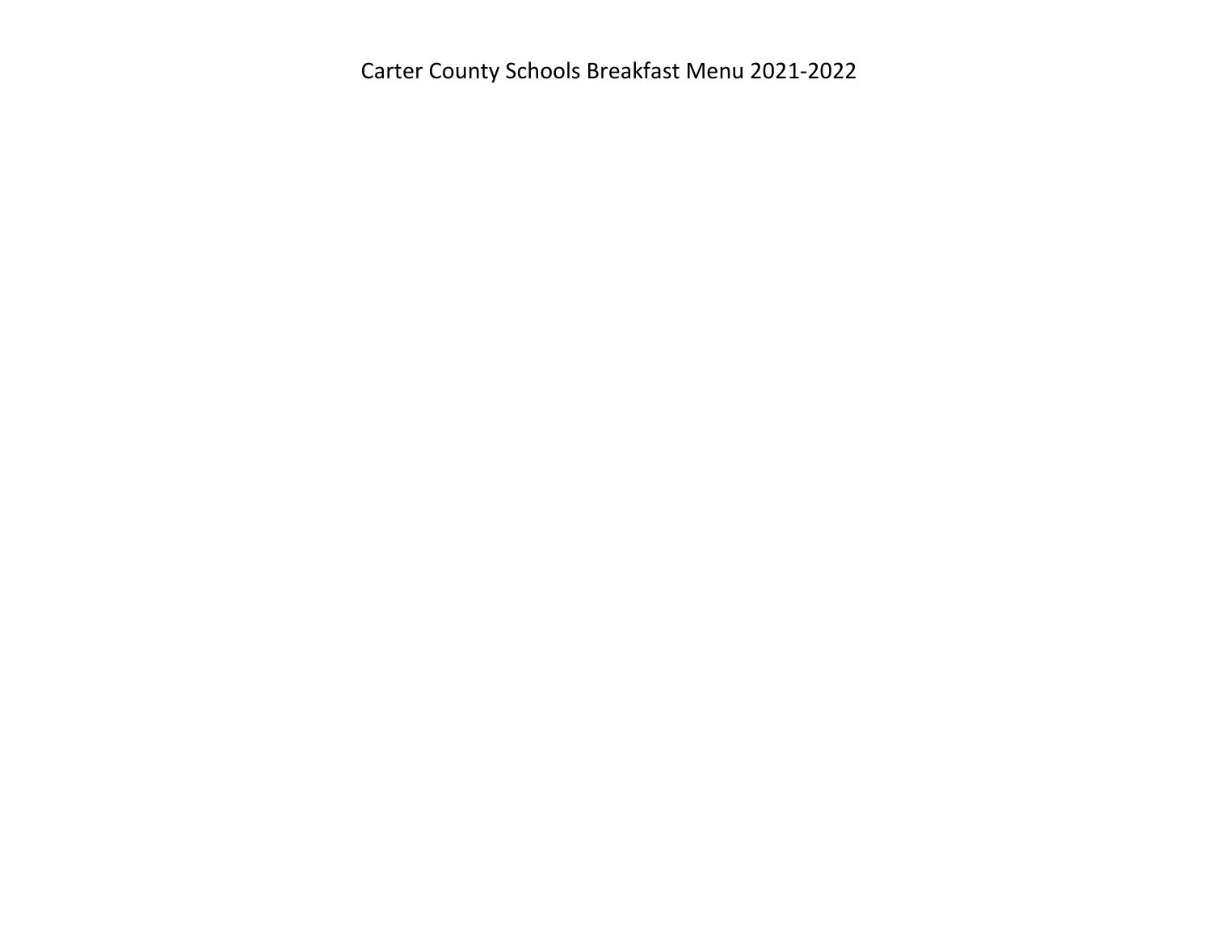Carter County Schools Breakfast Menu 2021-2022